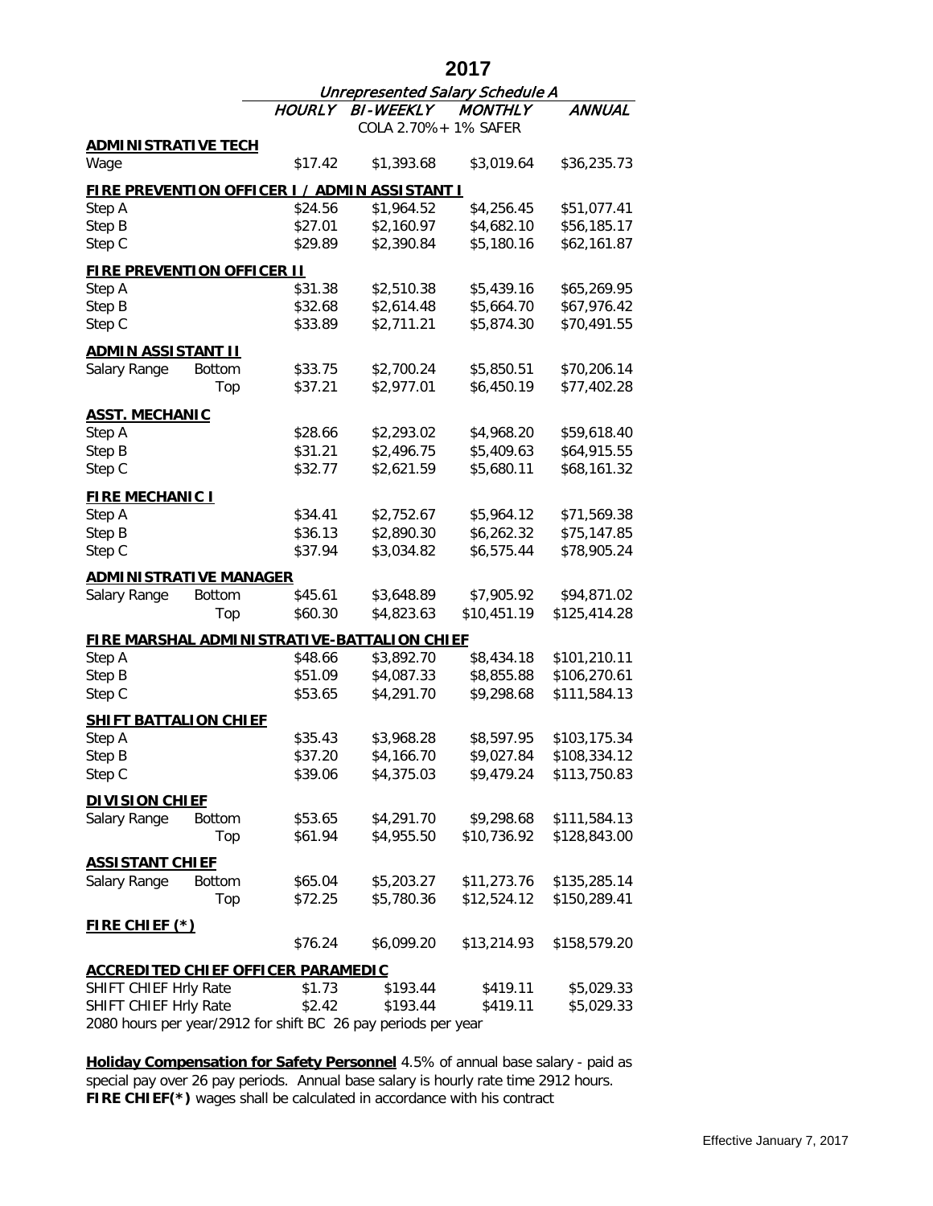# 2017

| | | Unrepresented Salary Schedule A | | | |
|---|---|---|---|---|---|
| | | *HOURLY* | *BI-WEEKLY* | *MONTHLY* | *ANNUAL* |
| | | | COLA 2.70%+ 1% SAFER | | |
| **ADMINISTRATIVE TECH** | | | | | |
| Wage | | $17.42 | $1,393.68 | $3,019.64 | $36,235.73 |
| **FIRE PREVENTION OFFICER I / ADMIN ASSISTANT I** | | | | | |
| Step A | | $24.56 | $1,964.52 | $4,256.45 | $51,077.41 |
| Step B | | $27.01 | $2,160.97 | $4,682.10 | $56,185.17 |
| Step C | | $29.89 | $2,390.84 | $5,180.16 | $62,161.87 |
| **FIRE PREVENTION OFFICER II** | | | | | |
| Step A | | $31.38 | $2,510.38 | $5,439.16 | $65,269.95 |
| Step B | | $32.68 | $2,614.48 | $5,664.70 | $67,976.42 |
| Step C | | $33.89 | $2,711.21 | $5,874.30 | $70,491.55 |
| **ADMIN ASSISTANT II** | | | | | |
| Salary Range | Bottom | $33.75 | $2,700.24 | $5,850.51 | $70,206.14 |
| | Top | $37.21 | $2,977.01 | $6,450.19 | $77,402.28 |
| **ASST. MECHANIC** | | | | | |
| Step A | | $28.66 | $2,293.02 | $4,968.20 | $59,618.40 |
| Step B | | $31.21 | $2,496.75 | $5,409.63 | $64,915.55 |
| Step C | | $32.77 | $2,621.59 | $5,680.11 | $68,161.32 |
| **FIRE MECHANIC I** | | | | | |
| Step A | | $34.41 | $2,752.67 | $5,964.12 | $71,569.38 |
| Step B | | $36.13 | $2,890.30 | $6,262.32 | $75,147.85 |
| Step C | | $37.94 | $3,034.82 | $6,575.44 | $78,905.24 |
| **ADMINISTRATIVE MANAGER** | | | | | |
| Salary Range | Bottom | $45.61 | $3,648.89 | $7,905.92 | $94,871.02 |
| | Top | $60.30 | $4,823.63 | $10,451.19 | $125,414.28 |
| **FIRE MARSHAL ADMINISTRATIVE-BATTALION CHIEF** | | | | | |
| Step A | | $48.66 | $3,892.70 | $8,434.18 | $101,210.11 |
| Step B | | $51.09 | $4,087.33 | $8,855.88 | $106,270.61 |
| Step C | | $53.65 | $4,291.70 | $9,298.68 | $111,584.13 |
| **SHIFT BATTALION CHIEF** | | | | | |
| Step A | | $35.43 | $3,968.28 | $8,597.95 | $103,175.34 |
| Step B | | $37.20 | $4,166.70 | $9,027.84 | $108,334.12 |
| Step C | | $39.06 | $4,375.03 | $9,479.24 | $113,750.83 |
| **DIVISION CHIEF** | | | | | |
| Salary Range | Bottom | $53.65 | $4,291.70 | $9,298.68 | $111,584.13 |
| | Top | $61.94 | $4,955.50 | $10,736.92 | $128,843.00 |
| **ASSISTANT CHIEF** | | | | | |
| Salary Range | Bottom | $65.04 | $5,203.27 | $11,273.76 | $135,285.14 |
| | Top | $72.25 | $5,780.36 | $12,524.12 | $150,289.41 |
| **FIRE CHIEF (*)** | | | | | |
| | | $76.24 | $6,099.20 | $13,214.93 | $158,579.20 |
| **ACCREDITED CHIEF OFFICER PARAMEDIC** | | | | | |
| SHIFT CHIEF Hrly Rate | | $1.73 | $193.44 | $419.11 | $5,029.33 |
| SHIFT CHIEF Hrly Rate | | $2.42 | $193.44 | $419.11 | $5,029.33 |

2080 hours per year/2912 for shift BC 26 pay periods per year

**Holiday Compensation for Safety Personnel** 4.5% of annual base salary - paid as special pay over 26 pay periods. Annual base salary is hourly rate time 2912 hours.
**FIRE CHIEF(*)** wages shall be calculated in accordance with his contract

Effective January 7, 2017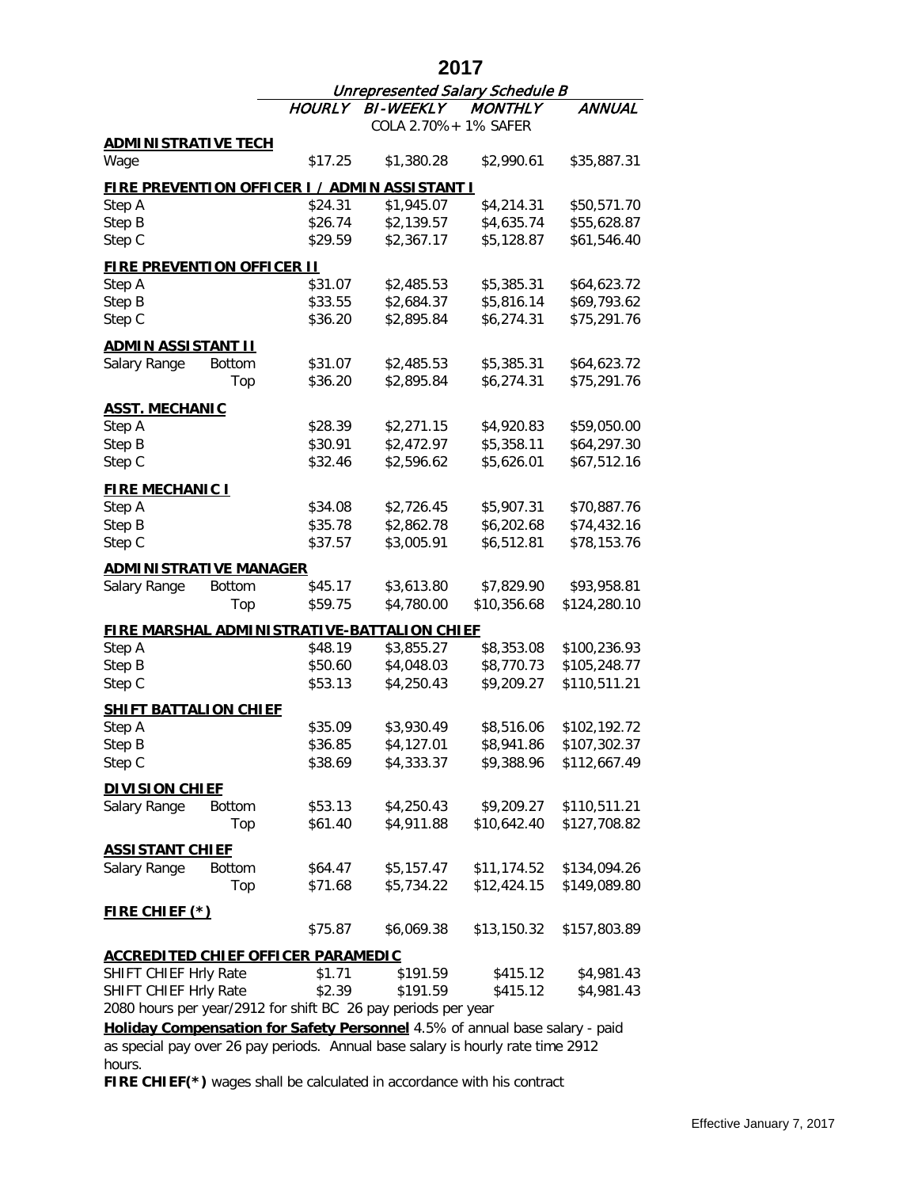# 2017

## Unrepresented Salary Schedule B

| | | HOURLY | BI-WEEKLY | MONTHLY | ANNUAL |
|---|---|---|---|---|---|
| | | | COLA 2.70% + 1% SAFER | | |
| **ADMINISTRATIVE TECH** | | | | | |
| Wage | | $17.25 | $1,380.28 | $2,990.61 | $35,887.31 |
| **FIRE PREVENTION OFFICER I / ADMIN ASSISTANT I** | | | | | |
| Step A | | $24.31 | $1,945.07 | $4,214.31 | $50,571.70 |
| Step B | | $26.74 | $2,139.57 | $4,635.74 | $55,628.87 |
| Step C | | $29.59 | $2,367.17 | $5,128.87 | $61,546.40 |
| **FIRE PREVENTION OFFICER II** | | | | | |
| Step A | | $31.07 | $2,485.53 | $5,385.31 | $64,623.72 |
| Step B | | $33.55 | $2,684.37 | $5,816.14 | $69,793.62 |
| Step C | | $36.20 | $2,895.84 | $6,274.31 | $75,291.76 |
| **ADMIN ASSISTANT II** | | | | | |
| Salary Range | Bottom | $31.07 | $2,485.53 | $5,385.31 | $64,623.72 |
| | Top | $36.20 | $2,895.84 | $6,274.31 | $75,291.76 |
| **ASST. MECHANIC** | | | | | |
| Step A | | $28.39 | $2,271.15 | $4,920.83 | $59,050.00 |
| Step B | | $30.91 | $2,472.97 | $5,358.11 | $64,297.30 |
| Step C | | $32.46 | $2,596.62 | $5,626.01 | $67,512.16 |
| **FIRE MECHANIC I** | | | | | |
| Step A | | $34.08 | $2,726.45 | $5,907.31 | $70,887.76 |
| Step B | | $35.78 | $2,862.78 | $6,202.68 | $74,432.16 |
| Step C | | $37.57 | $3,005.91 | $6,512.81 | $78,153.76 |
| **ADMINISTRATIVE MANAGER** | | | | | |
| Salary Range | Bottom | $45.17 | $3,613.80 | $7,829.90 | $93,958.81 |
| | Top | $59.75 | $4,780.00 | $10,356.68 | $124,280.10 |
| **FIRE MARSHAL ADMINISTRATIVE-BATTALION CHIEF** | | | | | |
| Step A | | $48.19 | $3,855.27 | $8,353.08 | $100,236.93 |
| Step B | | $50.60 | $4,048.03 | $8,770.73 | $105,248.77 |
| Step C | | $53.13 | $4,250.43 | $9,209.27 | $110,511.21 |
| **SHIFT BATTALION CHIEF** | | | | | |
| Step A | | $35.09 | $3,930.49 | $8,516.06 | $102,192.72 |
| Step B | | $36.85 | $4,127.01 | $8,941.86 | $107,302.37 |
| Step C | | $38.69 | $4,333.37 | $9,388.96 | $112,667.49 |
| **DIVISION CHIEF** | | | | | |
| Salary Range | Bottom | $53.13 | $4,250.43 | $9,209.27 | $110,511.21 |
| | Top | $61.40 | $4,911.88 | $10,642.40 | $127,708.82 |
| **ASSISTANT CHIEF** | | | | | |
| Salary Range | Bottom | $64.47 | $5,157.47 | $11,174.52 | $134,094.26 |
| | Top | $71.68 | $5,734.22 | $12,424.15 | $149,089.80 |
| **FIRE CHIEF (*)** | | | | | |
| | | $75.87 | $6,069.38 | $13,150.32 | $157,803.89 |
| **ACCREDITED CHIEF OFFICER PARAMEDIC** | | | | | |
| SHIFT CHIEF Hrly Rate | | $1.71 | $191.59 | $415.12 | $4,981.43 |
| SHIFT CHIEF Hrly Rate | | $2.39 | $191.59 | $415.12 | $4,981.43 |

2080 hours per year/2912 for shift BC 26 pay periods per year

**Holiday Compensation for Safety Personnel** 4.5% of annual base salary - paid as special pay over 26 pay periods. Annual base salary is hourly rate time 2912 hours.

**FIRE CHIEF(*)** wages shall be calculated in accordance with his contract

Effective January 7, 2017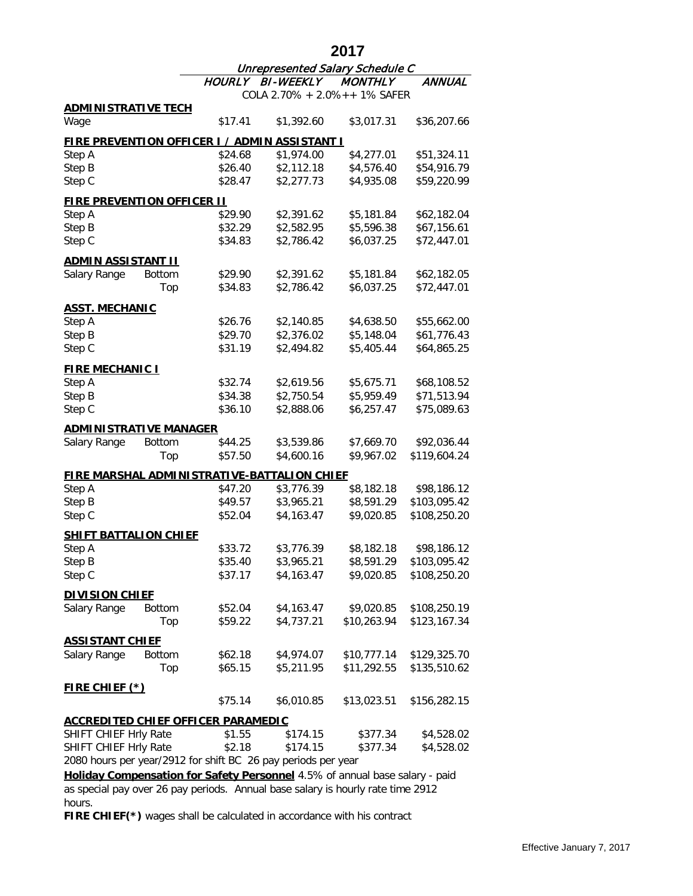# 2017

| | | HOURLY | BI-WEEKLY | MONTHLY | ANNUAL |
|---|---|---|---|---|---|
| | | *Unrepresented Salary Schedule C* | | | |
| | | COLA 2.70% + 2.0%++ 1% SAFER | | | |
| **ADMINISTRATIVE TECH** | | | | | |
| Wage | | $17.41 | $1,392.60 | $3,017.31 | $36,207.66 |
| **FIRE PREVENTION OFFICER I / ADMIN ASSISTANT I** | | | | | |
| Step A | | $24.68 | $1,974.00 | $4,277.01 | $51,324.11 |
| Step B | | $26.40 | $2,112.18 | $4,576.40 | $54,916.79 |
| Step C | | $28.47 | $2,277.73 | $4,935.08 | $59,220.99 |
| **FIRE PREVENTION OFFICER II** | | | | | |
| Step A | | $29.90 | $2,391.62 | $5,181.84 | $62,182.04 |
| Step B | | $32.29 | $2,582.95 | $5,596.38 | $67,156.61 |
| Step C | | $34.83 | $2,786.42 | $6,037.25 | $72,447.01 |
| **ADMIN ASSISTANT II** | | | | | |
| Salary Range | Bottom | $29.90 | $2,391.62 | $5,181.84 | $62,182.05 |
| | Top | $34.83 | $2,786.42 | $6,037.25 | $72,447.01 |
| **ASST. MECHANIC** | | | | | |
| Step A | | $26.76 | $2,140.85 | $4,638.50 | $55,662.00 |
| Step B | | $29.70 | $2,376.02 | $5,148.04 | $61,776.43 |
| Step C | | $31.19 | $2,494.82 | $5,405.44 | $64,865.25 |
| **FIRE MECHANIC I** | | | | | |
| Step A | | $32.74 | $2,619.56 | $5,675.71 | $68,108.52 |
| Step B | | $34.38 | $2,750.54 | $5,959.49 | $71,513.94 |
| Step C | | $36.10 | $2,888.06 | $6,257.47 | $75,089.63 |
| **ADMINISTRATIVE MANAGER** | | | | | |
| Salary Range | Bottom | $44.25 | $3,539.86 | $7,669.70 | $92,036.44 |
| | Top | $57.50 | $4,600.16 | $9,967.02 | $119,604.24 |
| **FIRE MARSHAL ADMINISTRATIVE-BATTALION CHIEF** | | | | | |
| Step A | | $47.20 | $3,776.39 | $8,182.18 | $98,186.12 |
| Step B | | $49.57 | $3,965.21 | $8,591.29 | $103,095.42 |
| Step C | | $52.04 | $4,163.47 | $9,020.85 | $108,250.20 |
| **SHIFT BATTALION CHIEF** | | | | | |
| Step A | | $33.72 | $3,776.39 | $8,182.18 | $98,186.12 |
| Step B | | $35.40 | $3,965.21 | $8,591.29 | $103,095.42 |
| Step C | | $37.17 | $4,163.47 | $9,020.85 | $108,250.20 |
| **DIVISION CHIEF** | | | | | |
| Salary Range | Bottom | $52.04 | $4,163.47 | $9,020.85 | $108,250.19 |
| | Top | $59.22 | $4,737.21 | $10,263.94 | $123,167.34 |
| **ASSISTANT CHIEF** | | | | | |
| Salary Range | Bottom | $62.18 | $4,974.07 | $10,777.14 | $129,325.70 |
| | Top | $65.15 | $5,211.95 | $11,292.55 | $135,510.62 |
| **FIRE CHIEF (*)** | | | | | |
| | | $75.14 | $6,010.85 | $13,023.51 | $156,282.15 |
| **ACCREDITED CHIEF OFFICER PARAMEDIC** | | | | | |
| SHIFT CHIEF Hrly Rate | | $1.55 | $174.15 | $377.34 | $4,528.02 |
| SHIFT CHIEF Hrly Rate | | $2.18 | $174.15 | $377.34 | $4,528.02 |

2080 hours per year/2912 for shift BC 26 pay periods per year

**Holiday Compensation for Safety Personnel** 4.5% of annual base salary - paid as special pay over 26 pay periods. Annual base salary is hourly rate time 2912 hours.

**FIRE CHIEF(*)** wages shall be calculated in accordance with his contract

Effective January 7, 2017